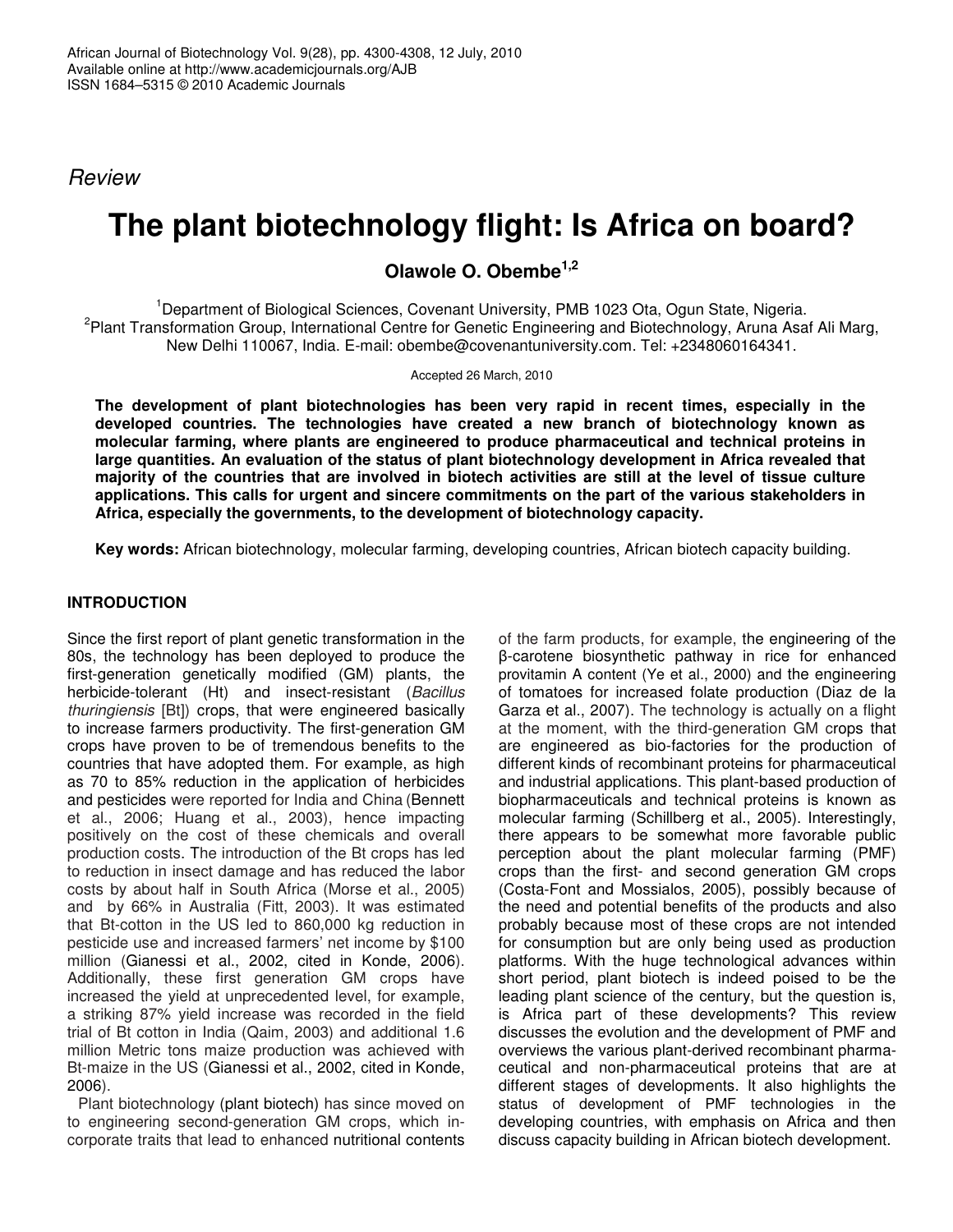*Review*

# The plant biotechnology flight: Is Africa on board?

**Olawole O. Obembe[1,2]**

[1]Department of Biological Sciences, Covenant University, PMB 1023 Ota, Ogun State, Nigeria.
[2]Plant Transformation Group, International Centre for Genetic Engineering and Biotechnology, Aruna Asaf Ali Marg, New Delhi 110067, India. E-mail: obembe@covenantuniversity.com. Tel: +2348060164341.

Accepted 26 March, 2010

**The development of plant biotechnologies has been very rapid in recent times, especially in the developed countries. The technologies have created a new branch of biotechnology known as molecular farming, where plants are engineered to produce pharmaceutical and technical proteins in large quantities. An evaluation of the status of plant biotechnology development in Africa revealed that majority of the countries that are involved in biotech activities are still at the level of tissue culture applications. This calls for urgent and sincere commitments on the part of the various stakeholders in Africa, especially the governments, to the development of biotechnology capacity.**

**Key words:** African biotechnology, molecular farming, developing countries, African biotech capacity building.

## INTRODUCTION

Since the first report of plant genetic transformation in the 80s, the technology has been deployed to produce the first-generation genetically modified (GM) plants, the herbicide-tolerant (Ht) and insect-resistant (*Bacillus thuringiensis* [Bt]) crops, that were engineered basically to increase farmers productivity. The first-generation GM crops have proven to be of tremendous benefits to the countries that have adopted them. For example, as high as 70 to 85% reduction in the application of herbicides and pesticides were reported for India and China (Bennett et al., 2006; Huang et al., 2003), hence impacting positively on the cost of these chemicals and overall production costs. The introduction of the Bt crops has led to reduction in insect damage and has reduced the labor costs by about half in South Africa (Morse et al., 2005) and by 66% in Australia (Fitt, 2003). It was estimated that Bt-cotton in the US led to 860,000 kg reduction in pesticide use and increased farmers' net income by $100 million (Gianessi et al., 2002, cited in Konde, 2006). Additionally, these first generation GM crops have increased the yield at unprecedented level, for example, a striking 87% yield increase was recorded in the field trial of Bt cotton in India (Qaim, 2003) and additional 1.6 million Metric tons maize production was achieved with Bt-maize in the US (Gianessi et al., 2002, cited in Konde, 2006).

Plant biotechnology (plant biotech) has since moved on to engineering second-generation GM crops, which incorporate traits that lead to enhanced nutritional contents of the farm products, for example, the engineering of the β-carotene biosynthetic pathway in rice for enhanced provitamin A content (Ye et al., 2000) and the engineering of tomatoes for increased folate production (Diaz de la Garza et al., 2007). The technology is actually on a flight at the moment, with the third-generation GM crops that are engineered as bio-factories for the production of different kinds of recombinant proteins for pharmaceutical and industrial applications. This plant-based production of biopharmaceuticals and technical proteins is known as molecular farming (Schillberg et al., 2005). Interestingly, there appears to be somewhat more favorable public perception about the plant molecular farming (PMF) crops than the first- and second generation GM crops (Costa-Font and Mossialos, 2005), possibly because of the need and potential benefits of the products and also probably because most of these crops are not intended for consumption but are only being used as production platforms. With the huge technological advances within short period, plant biotech is indeed poised to be the leading plant science of the century, but the question is, is Africa part of these developments? This review discusses the evolution and the development of PMF and overviews the various plant-derived recombinant pharmaceutical and non-pharmaceutical proteins that are at different stages of developments. It also highlights the status of development of PMF technologies in the developing countries, with emphasis on Africa and then discuss capacity building in African biotech development.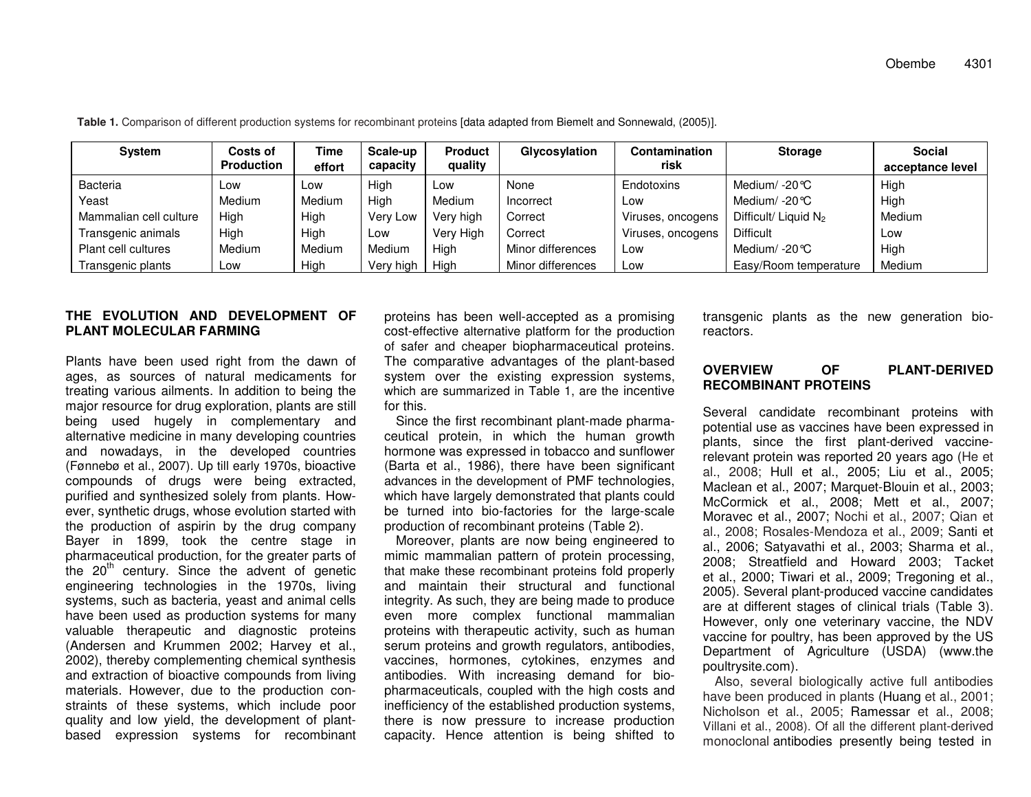**Table 1.** Comparison of different production systems for recombinant proteins [data adapted from Biemelt and Sonnewald, (2005)].

| System | Costs of Production | Time effort | Scale-up capacity | Product quality | Glycosylation | Contamination risk | Storage | Social acceptance level |
|---|---|---|---|---|---|---|---|---|
| Bacteria | Low | Low | High | Low | None | Endotoxins | Medium/ -20°C | High |
| Yeast | Medium | Medium | High | Medium | Incorrect | Low | Medium/ -20°C | High |
| Mammalian cell culture | High | High | Very Low | Very high | Correct | Viruses, oncogens | Difficult/ Liquid $N_2$ | Medium |
| Transgenic animals | High | High | Low | Very High | Correct | Viruses, oncogens | Difficult | Low |
| Plant cell cultures | Medium | Medium | Medium | High | Minor differences | Low | Medium/ -20°C | High |
| Transgenic plants | Low | High | Very high | High | Minor differences | Low | Easy/Room temperature | Medium |

## THE EVOLUTION AND DEVELOPMENT OF PLANT MOLECULAR FARMING

Plants have been used right from the dawn of ages, as sources of natural medicaments for treating various ailments. In addition to being the major resource for drug exploration, plants are still being used hugely in complementary and alternative medicine in many developing countries and nowadays, in the developed countries (Fønnebø et al., 2007). Up till early 1970s, bioactive compounds of drugs were being extracted, purified and synthesized solely from plants. However, synthetic drugs, whose evolution started with the production of aspirin by the drug company Bayer in 1899, took the centre stage in pharmaceutical production, for the greater parts of the 20th century. Since the advent of genetic engineering technologies in the 1970s, living systems, such as bacteria, yeast and animal cells have been used as production systems for many valuable therapeutic and diagnostic proteins (Andersen and Krummen 2002; Harvey et al., 2002), thereby complementing chemical synthesis and extraction of bioactive compounds from living materials. However, due to the production constraints of these systems, which include poor quality and low yield, the development of plant-based expression systems for recombinant proteins has been well-accepted as a promising cost-effective alternative platform for the production of safer and cheaper biopharmaceutical proteins. The comparative advantages of the plant-based system over the existing expression systems, which are summarized in Table 1, are the incentive for this.

Since the first recombinant plant-made pharmaceutical protein, in which the human growth hormone was expressed in tobacco and sunflower (Barta et al., 1986), there have been significant advances in the development of PMF technologies, which have largely demonstrated that plants could be turned into bio-factories for the large-scale production of recombinant proteins (Table 2).

Moreover, plants are now being engineered to mimic mammalian pattern of protein processing, that make these recombinant proteins fold properly and maintain their structural and functional integrity. As such, they are being made to produce even more complex functional mammalian proteins with therapeutic activity, such as human serum proteins and growth regulators, antibodies, vaccines, hormones, cytokines, enzymes and antibodies. With increasing demand for biopharmaceuticals, coupled with the high costs and inefficiency of the established production systems, there is now pressure to increase production capacity. Hence attention is being shifted to transgenic plants as the new generation bioreactors.

## OVERVIEW OF PLANT-DERIVED RECOMBINANT PROTEINS

Several candidate recombinant proteins with potential use as vaccines have been expressed in plants, since the first plant-derived vaccine-relevant protein was reported 20 years ago (He et al., 2008; Hull et al., 2005; Liu et al., 2005; Maclean et al., 2007; Marquet-Blouin et al., 2003; McCormick et al., 2008; Mett et al., 2007; Moravec et al., 2007; Nochi et al., 2007; Qian et al., 2008; Rosales-Mendoza et al., 2009; Santi et al., 2006; Satyavathi et al., 2003; Sharma et al., 2008; Streatfield and Howard 2003; Tacket et al., 2000; Tiwari et al., 2009; Tregoning et al., 2005). Several plant-produced vaccine candidates are at different stages of clinical trials (Table 3). However, only one veterinary vaccine, the NDV vaccine for poultry, has been approved by the US Department of Agriculture (USDA) (www.thepoultrysite.com).

Also, several biologically active full antibodies have been produced in plants (Huang et al., 2001; Nicholson et al., 2005; Ramessar et al., 2008; Villani et al., 2008). Of all the different plant-derived monoclonal antibodies presently being tested in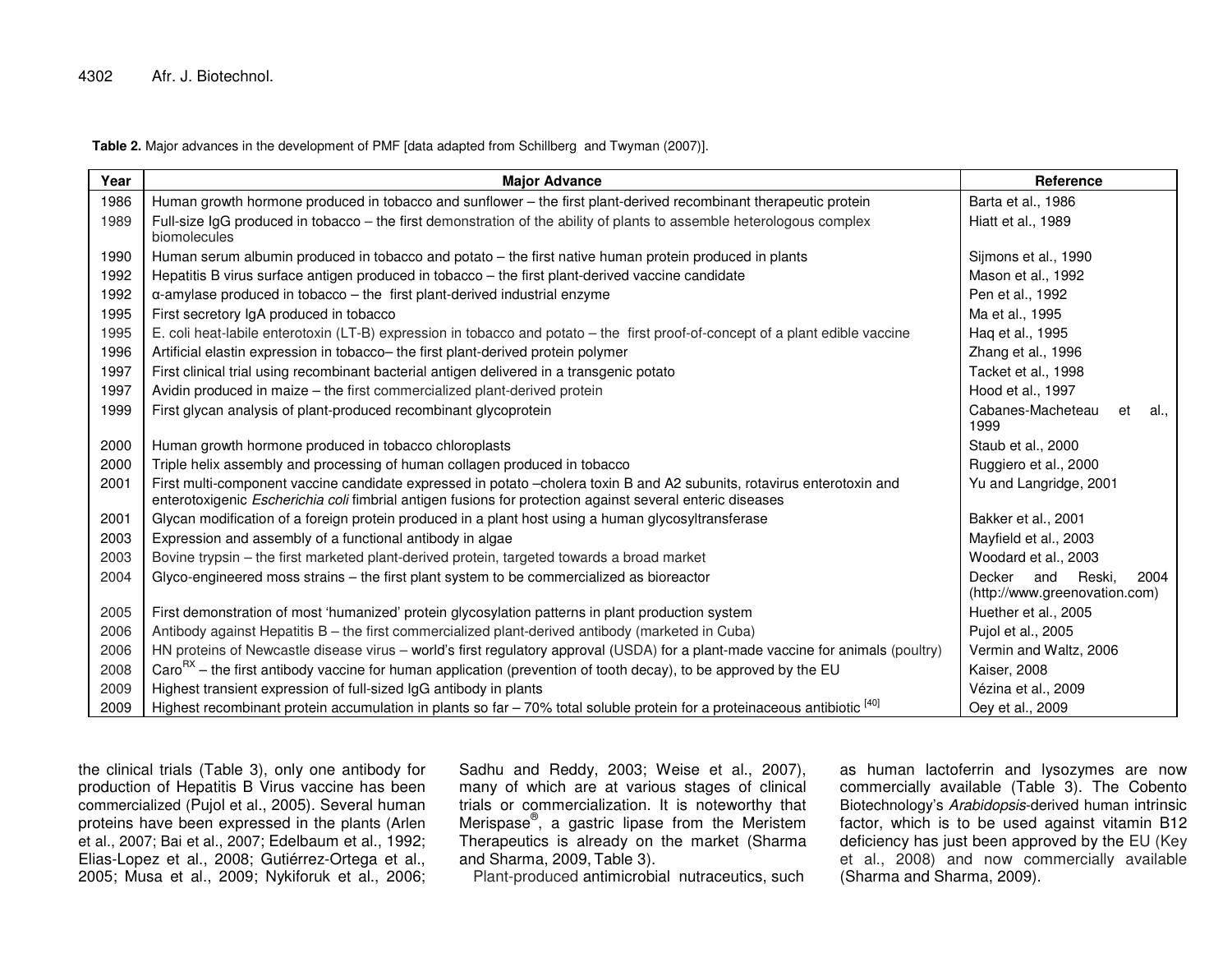**Table 2.** Major advances in the development of PMF [data adapted from Schillberg and Twyman (2007)].

| Year | Major Advance | Reference |
|---|---|---|
| 1986 | Human growth hormone produced in tobacco and sunflower – the first plant-derived recombinant therapeutic protein | Barta et al., 1986 |
| 1989 | Full-size IgG produced in tobacco – the first demonstration of the ability of plants to assemble heterologous complex biomolecules | Hiatt et al., 1989 |
| 1990 | Human serum albumin produced in tobacco and potato – the first native human protein produced in plants | Sijmons et al., 1990 |
| 1992 | Hepatitis B virus surface antigen produced in tobacco – the first plant-derived vaccine candidate | Mason et al., 1992 |
| 1992 | α-amylase produced in tobacco – the first plant-derived industrial enzyme | Pen et al., 1992 |
| 1995 | First secretory IgA produced in tobacco | Ma et al., 1995 |
| 1995 | E. coli heat-labile enterotoxin (LT-B) expression in tobacco and potato – the first proof-of-concept of a plant edible vaccine | Haq et al., 1995 |
| 1996 | Artificial elastin expression in tobacco– the first plant-derived protein polymer | Zhang et al., 1996 |
| 1997 | First clinical trial using recombinant bacterial antigen delivered in a transgenic potato | Tacket et al., 1998 |
| 1997 | Avidin produced in maize – the first commercialized plant-derived protein | Hood et al., 1997 |
| 1999 | First glycan analysis of plant-produced recombinant glycoprotein | Cabanes-Macheteau et al., 1999 |
| 2000 | Human growth hormone produced in tobacco chloroplasts | Staub et al., 2000 |
| 2000 | Triple helix assembly and processing of human collagen produced in tobacco | Ruggiero et al., 2000 |
| 2001 | First multi-component vaccine candidate expressed in potato –cholera toxin B and A2 subunits, rotavirus enterotoxin and enterotoxigenic *Escherichia coli* fimbrial antigen fusions for protection against several enteric diseases | Yu and Langridge, 2001 |
| 2001 | Glycan modification of a foreign protein produced in a plant host using a human glycosyltransferase | Bakker et al., 2001 |
| 2003 | Expression and assembly of a functional antibody in algae | Mayfield et al., 2003 |
| 2003 | Bovine trypsin – the first marketed plant-derived protein, targeted towards a broad market | Woodard et al., 2003 |
| 2004 | Glyco-engineered moss strains – the first plant system to be commercialized as bioreactor | Decker and Reski, 2004 (http://www.greenovation.com) |
| 2005 | First demonstration of most 'humanized' protein glycosylation patterns in plant production system | Huether et al., 2005 |
| 2006 | Antibody against Hepatitis B – the first commercialized plant-derived antibody (marketed in Cuba) | Pujol et al., 2005 |
| 2006 | HN proteins of Newcastle disease virus – world's first regulatory approval (USDA) for a plant-made vaccine for animals (poultry) | Vermin and Waltz, 2006 |
| 2008 | Caro$^{RX}$ – the first antibody vaccine for human application (prevention of tooth decay), to be approved by the EU | Kaiser, 2008 |
| 2009 | Highest transient expression of full-sized IgG antibody in plants | Vézina et al., 2009 |
| 2009 | Highest recombinant protein accumulation in plants so far – 70% total soluble protein for a proteinaceous antibiotic [40] | Oey et al., 2009 |

the clinical trials (Table 3), only one antibody for production of Hepatitis B Virus vaccine has been commercialized (Pujol et al., 2005). Several human proteins have been expressed in the plants (Arlen et al., 2007; Bai et al., 2007; Edelbaum et al., 1992; Elias-Lopez et al., 2008; Gutiérrez-Ortega et al., 2005; Musa et al., 2009; Nykiforuk et al., 2006; Sadhu and Reddy, 2003; Weise et al., 2007), many of which are at various stages of clinical trials or commercialization. It is noteworthy that Merispase®, a gastric lipase from the Meristem Therapeutics is already on the market (Sharma and Sharma, 2009, Table 3).

Plant-produced antimicrobial nutraceutics, such as human lactoferrin and lysozymes are now commercially available (Table 3). The Cobento Biotechnology's *Arabidopsis*-derived human intrinsic factor, which is to be used against vitamin B12 deficiency has just been approved by the EU (Key et al., 2008) and now commercially available (Sharma and Sharma, 2009).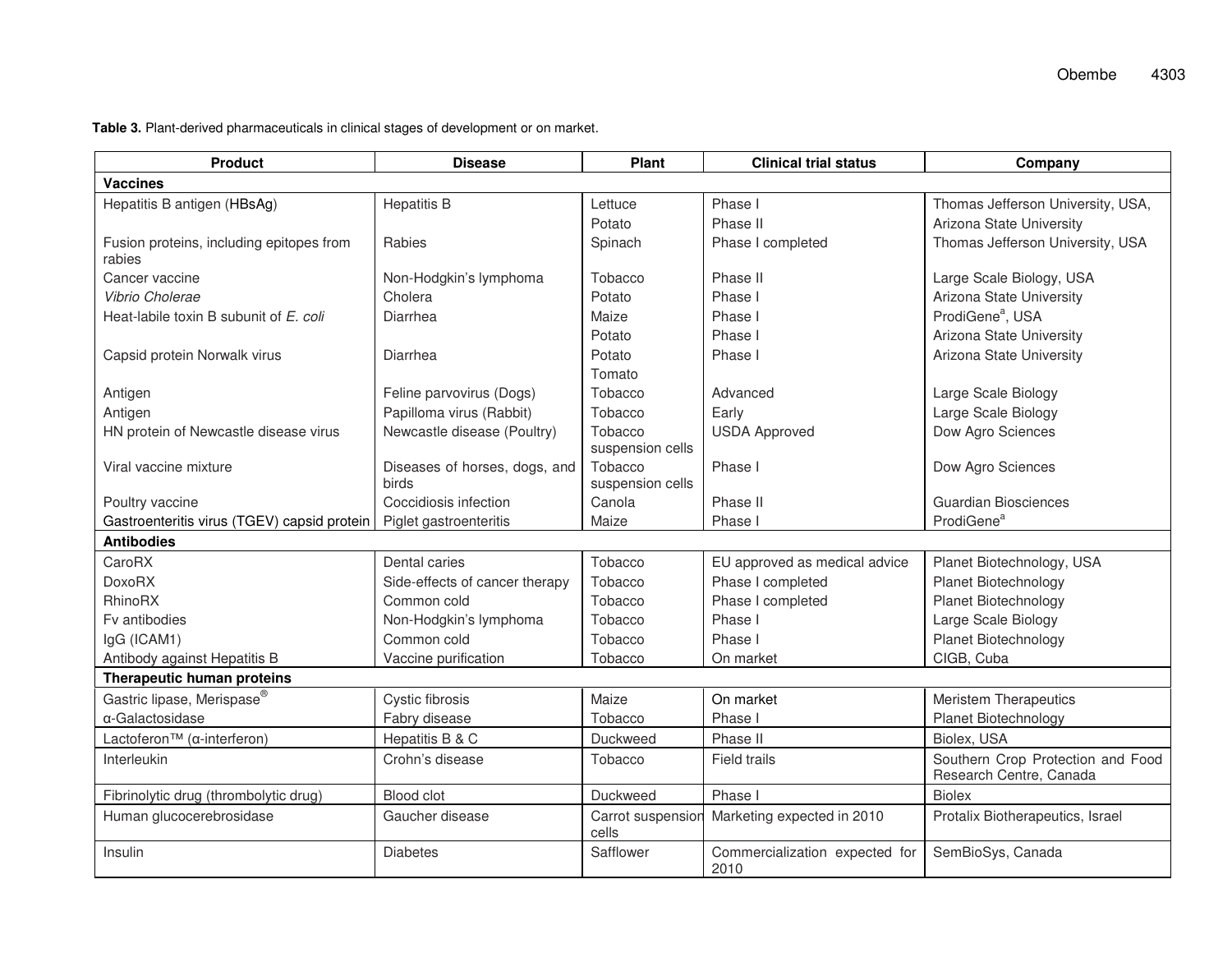**Table 3.** Plant-derived pharmaceuticals in clinical stages of development or on market.

| Product | Disease | Plant | Clinical trial status | Company |
|---|---|---|---|---|
| **Vaccines** | | | | |
| Hepatitis B antigen (HBsAg) | Hepatitis B | Lettuce | Phase I | Thomas Jefferson University, USA, |
| | | Potato | Phase II | Arizona State University |
| Fusion proteins, including epitopes from rabies | Rabies | Spinach | Phase I completed | Thomas Jefferson University, USA |
| Cancer vaccine | Non-Hodgkin's lymphoma | Tobacco | Phase II | Large Scale Biology, USA |
| *Vibrio Cholerae* | Cholera | Potato | Phase I | Arizona State University |
| Heat-labile toxin B subunit of *E. coli* | Diarrhea | Maize | Phase I | ProdiGene[a], USA |
| | | Potato | Phase I | Arizona State University |
| Capsid protein Norwalk virus | Diarrhea | Potato | Phase I | Arizona State University |
| | | Tomato | | |
| Antigen | Feline parvovirus (Dogs) | Tobacco | Advanced | Large Scale Biology |
| Antigen | Papilloma virus (Rabbit) | Tobacco | Early | Large Scale Biology |
| HN protein of Newcastle disease virus | Newcastle disease (Poultry) | Tobacco suspension cells | USDA Approved | Dow Agro Sciences |
| Viral vaccine mixture | Diseases of horses, dogs, and birds | Tobacco suspension cells | Phase I | Dow Agro Sciences |
| Poultry vaccine | Coccidiosis infection | Canola | Phase II | Guardian Biosciences |
| Gastroenteritis virus (TGEV) capsid protein | Piglet gastroenteritis | Maize | Phase I | ProdiGene[a] |
| **Antibodies** | | | | |
| CaroRX | Dental caries | Tobacco | EU approved as medical advice | Planet Biotechnology, USA |
| DoxoRX | Side-effects of cancer therapy | Tobacco | Phase I completed | Planet Biotechnology |
| RhinoRX | Common cold | Tobacco | Phase I completed | Planet Biotechnology |
| Fv antibodies | Non-Hodgkin's lymphoma | Tobacco | Phase I | Large Scale Biology |
| IgG (ICAM1) | Common cold | Tobacco | Phase I | Planet Biotechnology |
| Antibody against Hepatitis B | Vaccine purification | Tobacco | On market | CIGB, Cuba |
| **Therapeutic human proteins** | | | | |
| Gastric lipase, Merispase® | Cystic fibrosis | Maize | On market | Meristem Therapeutics |
| α-Galactosidase | Fabry disease | Tobacco | Phase I | Planet Biotechnology |
| Lactoferon™ (α-interferon) | Hepatitis B & C | Duckweed | Phase II | Biolex, USA |
| Interleukin | Crohn's disease | Tobacco | Field trails | Southern Crop Protection and Food Research Centre, Canada |
| Fibrinolytic drug (thrombolytic drug) | Blood clot | Duckweed | Phase I | Biolex |
| Human glucocerebrosidase | Gaucher disease | Carrot suspension cells | Marketing expected in 2010 | Protalix Biotherapeutics, Israel |
| Insulin | Diabetes | Safflower | Commercialization expected for 2010 | SemBioSys, Canada |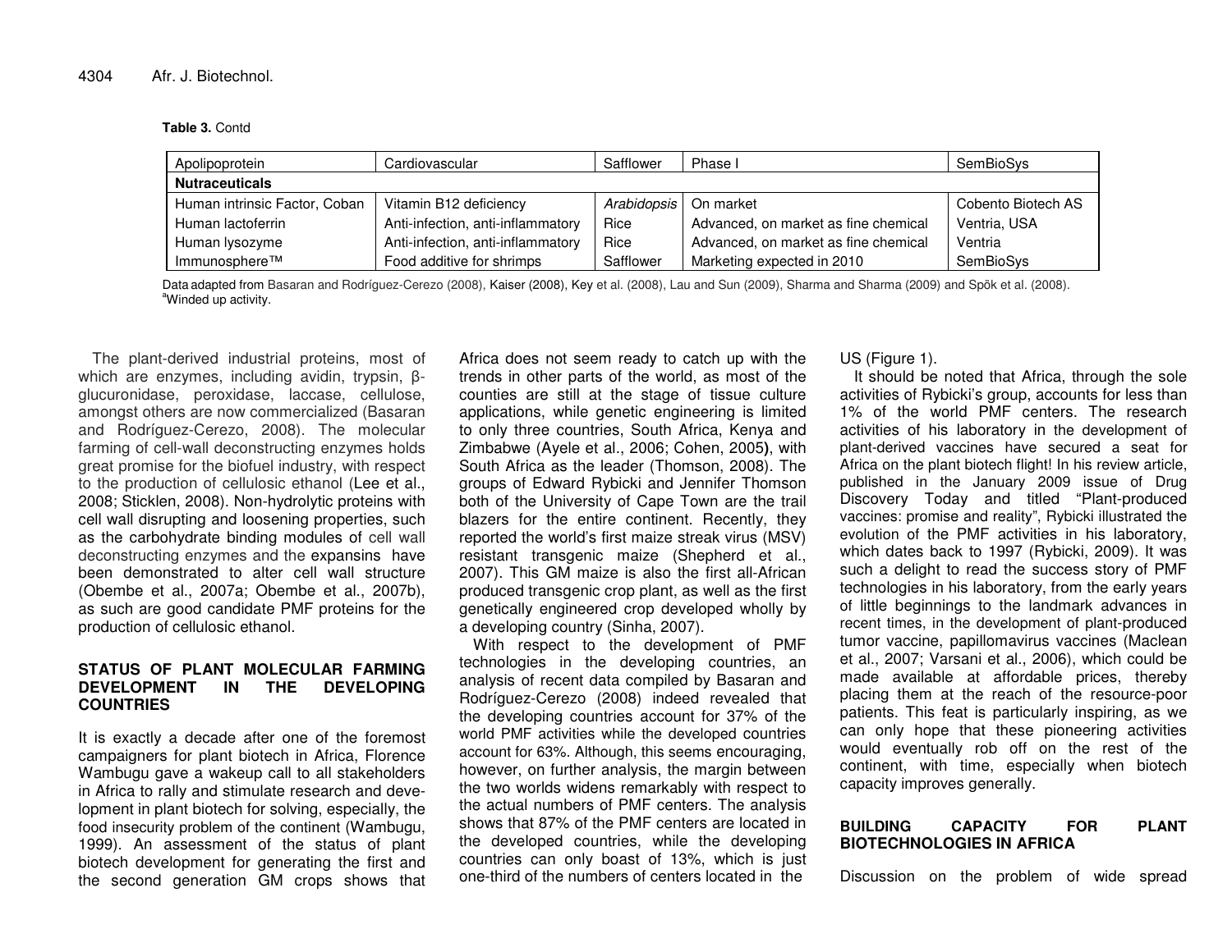**Table 3.** Contd

| | | | | |
|---|---|---|---|---|
| Apolipoprotein | Cardiovascular | Safflower | Phase I | SemBioSys |
| **Nutraceuticals** | | | | |
| Human intrinsic Factor, Coban | Vitamin B12 deficiency | *Arabidopsis* | On market | Cobento Biotech AS |
| Human lactoferrin | Anti-infection, anti-inflammatory | Rice | Advanced, on market as fine chemical | Ventria, USA |
| Human lysozyme | Anti-infection, anti-inflammatory | Rice | Advanced, on market as fine chemical | Ventria |
| Immunosphere™ | Food additive for shrimps | Safflower | Marketing expected in 2010 | SemBioSys |

Data adapted from Basaran and Rodríguez-Cerezo (2008), Kaiser (2008), Key et al. (2008), Lau and Sun (2009), Sharma and Sharma (2009) and Spök et al. (2008).
[a]Winded up activity.

The plant-derived industrial proteins, most of which are enzymes, including avidin, trypsin, β-glucuronidase, peroxidase, laccase, cellulose, amongst others are now commercialized (Basaran and Rodríguez-Cerezo, 2008). The molecular farming of cell-wall deconstructing enzymes holds great promise for the biofuel industry, with respect to the production of cellulosic ethanol (Lee et al., 2008; Sticklen, 2008). Non-hydrolytic proteins with cell wall disrupting and loosening properties, such as the carbohydrate binding modules of cell wall deconstructing enzymes and the expansins have been demonstrated to alter cell wall structure (Obembe et al., 2007a; Obembe et al., 2007b), as such are good candidate PMF proteins for the production of cellulosic ethanol.

## STATUS OF PLANT MOLECULAR FARMING DEVELOPMENT IN THE DEVELOPING COUNTRIES

It is exactly a decade after one of the foremost campaigners for plant biotech in Africa, Florence Wambugu gave a wakeup call to all stakeholders in Africa to rally and stimulate research and development in plant biotech for solving, especially, the food insecurity problem of the continent (Wambugu, 1999). An assessment of the status of plant biotech development for generating the first and the second generation GM crops shows that Africa does not seem ready to catch up with the trends in other parts of the world, as most of the counties are still at the stage of tissue culture applications, while genetic engineering is limited to only three countries, South Africa, Kenya and Zimbabwe (Ayele et al., 2006; Cohen, 2005), with South Africa as the leader (Thomson, 2008). The groups of Edward Rybicki and Jennifer Thomson both of the University of Cape Town are the trail blazers for the entire continent. Recently, they reported the world's first maize streak virus (MSV) resistant transgenic maize (Shepherd et al., 2007). This GM maize is also the first all-African produced transgenic crop plant, as well as the first genetically engineered crop developed wholly by a developing country (Sinha, 2007).

With respect to the development of PMF technologies in the developing countries, an analysis of recent data compiled by Basaran and Rodríguez-Cerezo (2008) indeed revealed that the developing countries account for 37% of the world PMF activities while the developed countries account for 63%. Although, this seems encouraging, however, on further analysis, the margin between the two worlds widens remarkably with respect to the actual numbers of PMF centers. The analysis shows that 87% of the PMF centers are located in the developed countries, while the developing countries can only boast of 13%, which is just one-third of the numbers of centers located in the US (Figure 1).

It should be noted that Africa, through the sole activities of Rybicki's group, accounts for less than 1% of the world PMF centers. The research activities of his laboratory in the development of plant-derived vaccines have secured a seat for Africa on the plant biotech flight! In his review article, published in the January 2009 issue of Drug Discovery Today and titled "Plant-produced vaccines: promise and reality", Rybicki illustrated the evolution of the PMF activities in his laboratory, which dates back to 1997 (Rybicki, 2009). It was such a delight to read the success story of PMF technologies in his laboratory, from the early years of little beginnings to the landmark advances in recent times, in the development of plant-produced tumor vaccine, papillomavirus vaccines (Maclean et al., 2007; Varsani et al., 2006), which could be made available at affordable prices, thereby placing them at the reach of the resource-poor patients. This feat is particularly inspiring, as we can only hope that these pioneering activities would eventually rob off on the rest of the continent, with time, especially when biotech capacity improves generally.

## BUILDING CAPACITY FOR PLANT BIOTECHNOLOGIES IN AFRICA

Discussion on the problem of wide spread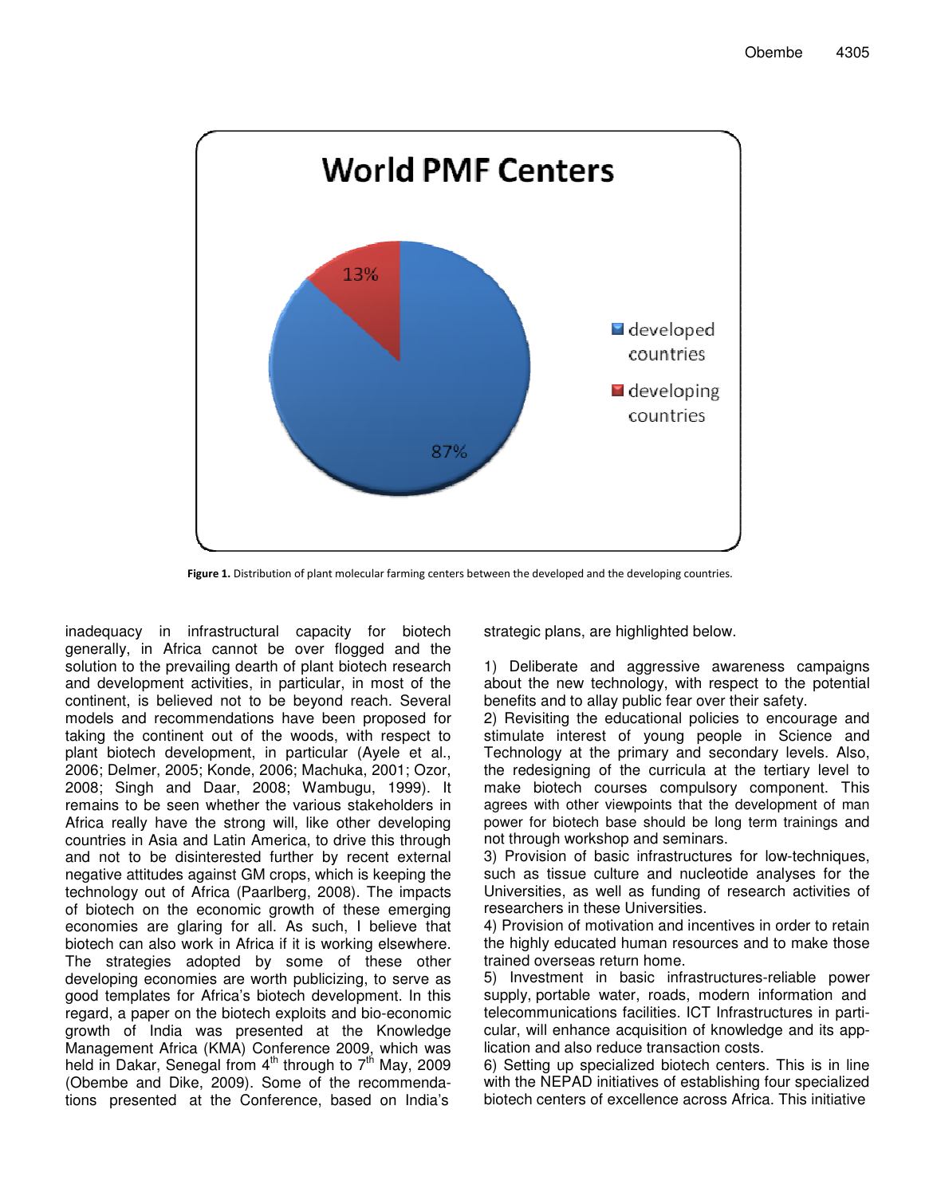World PMF Centers

Figure 1. Distribution of plant molecular farming centers between the developed and the developing countries.

inadequacy in infrastructural capacity for biotech generally, in Africa cannot be over flogged and the solution to the prevailing dearth of plant biotech research and development activities, in particular, in most of the continent, is believed not to be beyond reach. Several models and recommendations have been proposed for taking the continent out of the woods, with respect to plant biotech development, in particular (Ayele et al., 2006; Delmer, 2005; Konde, 2006; Machuka, 2001; Ozor, 2008; Singh and Daar, 2008; Wambugu, 1999). It remains to be seen whether the various stakeholders in Africa really have the strong will, like other developing countries in Asia and Latin America, to drive this through and not to be disinterested further by recent external negative attitudes against GM crops, which is keeping the technology out of Africa (Paarlberg, 2008). The impacts of biotech on the economic growth of these emerging economies are glaring for all. As such, I believe that biotech can also work in Africa if it is working elsewhere. The strategies adopted by some of these other developing economies are worth publicizing, to serve as good templates for Africa's biotech development. In this regard, a paper on the biotech exploits and bio-economic growth of India was presented at the Knowledge Management Africa (KMA) Conference 2009, which was held in Dakar, Senegal from 4th through to 7th May, 2009 (Obembe and Dike, 2009). Some of the recommendations presented at the Conference, based on India's strategic plans, are highlighted below.

1) Deliberate and aggressive awareness campaigns about the new technology, with respect to the potential benefits and to allay public fear over their safety.
2) Revisiting the educational policies to encourage and stimulate interest of young people in Science and Technology at the primary and secondary levels. Also, the redesigning of the curricula at the tertiary level to make biotech courses compulsory component. This agrees with other viewpoints that the development of man power for biotech base should be long term trainings and not through workshop and seminars.
3) Provision of basic infrastructures for low-techniques, such as tissue culture and nucleotide analyses for the Universities, as well as funding of research activities of researchers in these Universities.
4) Provision of motivation and incentives in order to retain the highly educated human resources and to make those trained overseas return home.
5) Investment in basic infrastructures-reliable power supply, portable water, roads, modern information and telecommunications facilities. ICT Infrastructures in particular, will enhance acquisition of knowledge and its application and also reduce transaction costs.
6) Setting up specialized biotech centers. This is in line with the NEPAD initiatives of establishing four specialized biotech centers of excellence across Africa. This initiative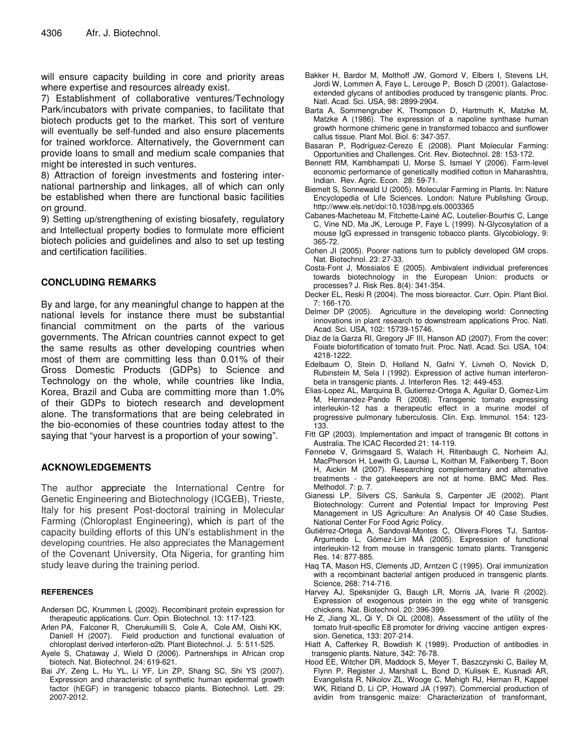will ensure capacity building in core and priority areas where expertise and resources already exist.

7) Establishment of collaborative ventures/Technology Park/incubators with private companies, to facilitate that biotech products get to the market. This sort of venture will eventually be self-funded and also ensure placements for trained workforce. Alternatively, the Government can provide loans to small and medium scale companies that might be interested in such ventures.

8) Attraction of foreign investments and fostering international partnership and linkages, all of which can only be established when there are functional basic facilities on ground.

9) Setting up/strengthening of existing biosafety, regulatory and Intellectual property bodies to formulate more efficient biotech policies and guidelines and also to set up testing and certification facilities.

## CONCLUDING REMARKS

By and large, for any meaningful change to happen at the national levels for instance there must be substantial financial commitment on the parts of the various governments. The African countries cannot expect to get the same results as other developing countries when most of them are committing less than 0.01% of their Gross Domestic Products (GDPs) to Science and Technology on the whole, while countries like India, Korea, Brazil and Cuba are committing more than 1.0% of their GDPs to biotech research and development alone. The transformations that are being celebrated in the bio-economies of these countries today attest to the saying that "your harvest is a proportion of your sowing".

## ACKNOWLEDGEMENTS

The author appreciate the International Centre for Genetic Engineering and Biotechnology (ICGEB), Trieste, Italy for his present Post-doctoral training in Molecular Farming (Chloroplast Engineering), which is part of the capacity building efforts of this UN's establishment in the developing countries. He also appreciates the Management of the Covenant University, Ota Nigeria, for granting him study leave during the training period.

## REFERENCES

Andersen DC, Krummen L (2002). Recombinant protein expression for therapeutic applications. Curr. Opin. Biotechnol. 13: 117-123.

Arlen PA, Falconer R, Cherukumilli S, Cole A, Cole AM, Oishi KK, Daniell H (2007). Field production and functional evaluation of chloroplast derived interferon-α2b. Plant Biotechnol. J. 5: 511-525.

Ayele S, Chataway J, Wield D (2006). Partnerships in African crop biotech. Nat. Biotechnol. 24: 619-621.

Bai JY, Zeng L, Hu YL, Li YF, Lin ZP, Shang SC, Shi YS (2007). Expression and characteristic of synthetic human epidermal growth factor (hEGF) in transgenic tobacco plants. Biotechnol. Lett. 29: 2007-2012.

Bakker H, Bardor M, Molthoff JW, Gomord V, Elbers I, Stevens LH, Jordi W, Lommen A, Faye L, Lerouge P, Bosch D (2001). Galactose-extended glycans of antibodies produced by transgenic plants. Proc. Natl. Acad. Sci. USA, 98: 2899-2904.

Barta A, Sommengruber K, Thompson D, Hartmuth K, Matzke M, Matzke A (1986). The expression of a napoline synthase human growth hormone chimeric gene in transformed tobacco and sunflower callus tissue. Plant Mol. Biol. 6: 347-357.

Basaran P, Rodríguez-Cerezo E (2008). Plant Molecular Farming: Opportunities and Challenges. Crit. Rev. Biotechnol. 28: 153-172.

Bennett RM, Kambhampati U, Morse S, Ismael Y (2006). Farm-level economic performance of genetically modified cotton in Maharashtra, Indian. Rev. Agric. Econ. 28: 59-71.

Biemelt S, Sonnewald U (2005). Molecular Farming in Plants. In: Nature Encyclopedia of Life Sciences. London: Nature Publishing Group, http://www.els.net/doi:10.1038/npg.els.0003365

Cabanes-Macheteau M, Fitchette-Lainé AC, Loutelier-Bourhis C, Lange C, Vine ND, Ma JK, Lerouge P, Faye L (1999). N-Glycosylation of a mouse IgG expressed in transgenic tobacco plants. Glycobiology, 9: 365-72.

Cohen JI (2005). Poorer nations turn to publicly developed GM crops. Nat. Biotechnol. 23: 27-33.

Costa-Font J, Mossialos E (2005). Ambivalent individual preferences towards biotechnology in the European Union: products or processes? J. Risk Res. 8(4): 341-354.

Decker EL, Reski R (2004). The moss bioreactor. Curr. Opin. Plant Biol. 7: 166-170.

Delmer DP (2005). Agriculture in the developing world: Connecting innovations in plant research to downstream applications Proc. Natl. Acad. Sci. USA, 102: 15739-15746.

Diaz de la Garza RI, Gregory JF III, Hanson AD (2007). From the cover: Foiate biofortification of tomato fruit. Proc. Natl. Acad. Sci. USA, 104: 4218-1222.

Edelbaum O, Stein D, Holland N, Gafni Y, Livneh O, Novick D, Rubinstein M, Sela I (1992). Expression of active human interferon-beta in transgenic plants. J. Interferon Res. 12: 449-453.

Elias-Lopez AL, Marquina B, Gutierrez-Ortega A, Aguilar D, Gomez-Lim M, Hernandez-Pando R (2008). Transgenic tomato expressing interleukin-12 has a therapeutic effect in a murine model of progressive pulmonary tuberculosis. Clin. Exp. Immunol. 154: 123-133.

Fitt GP (2003). Implementation and impact of transgenic Bt cottons in Australia. The ICAC Recorded 21: 14-119.

Fønnebø V, Grimsgaard S, Walach H, Ritenbaugh C, Norheim AJ, MacPherson H, Lewith G, Launsø L, Koithan M, Falkenberg T, Boon H, Aickin M (2007). Researching complementary and alternative treatments - the gatekeepers are not at home. BMC Med. Res. Methodol. 7: p. 7.

Gianessi LP, Silvers CS, Sankula S, Carpenter JE (2002). Plant Biotechnology: Current and Potential Impact for Improving Pest Management in US Agriculture: An Analysis Of 40 Case Studies, National Center For Food Agric Policy.

Gutiérrez-Ortega A, Sandoval-Montes C, Olivera-Flores TJ, Santos-Argumedo L, Gómez-Lim MÁ (2005). Expression of functional interleukin-12 from mouse in transgenic tomato plants. Transgenic Res. 14: 877-885.

Haq TA, Mason HS, Clements JD, Arntzen C (1995). Oral immunization with a recombinant bacterial antigen produced in transgenic plants. Science, 268: 714-716.

Harvey AJ, Speksnijder G, Baugh LR, Morris JA, Ivarie R (2002). Expression of exogenous protein in the egg white of transgenic chickens. Nat. Biotechnol. 20: 396-399.

He Z, Jiang XL, Qi Y, Di QL (2008). Assessment of the utility of the tomato fruit-specific E8 promoter for driving vaccine antigen expression. Genetica, 133: 207-214.

Hiatt A, Cafferkey R, Bowdish K (1989). Production of antibodies in transgenic plants. Nature, 342: 76-78.

Hood EE, Witcher DR, Maddock S, Meyer T, Baszczynski C, Bailey M, Flynn P, Register J, Marshall L, Bond D, Kulisek E, Kusnadi AR, Evangelista R, Nikolov ZL, Wooge C, Mehigh RJ, Hernan R, Kappel WK, Ritland D, Li CP, Howard JA (1997). Commercial production of avidin from transgenic maize: Characterization of transformant,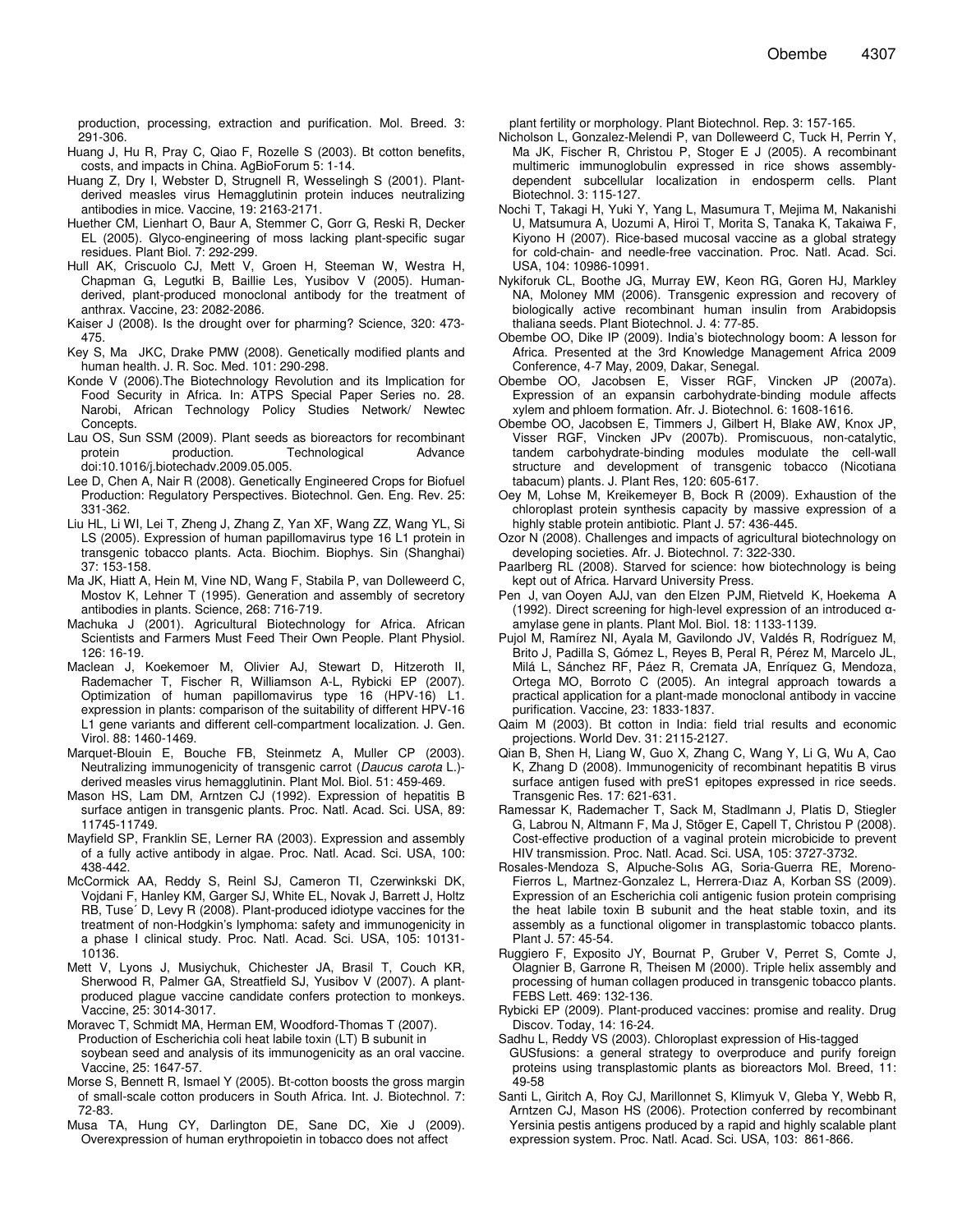production, processing, extraction and purification. Mol. Breed. 3: 291-306.

Huang J, Hu R, Pray C, Qiao F, Rozelle S (2003). Bt cotton benefits, costs, and impacts in China. AgBioForum 5: 1-14.

Huang Z, Dry I, Webster D, Strugnell R, Wesselingh S (2001). Plant-derived measles virus Hemagglutinin protein induces neutralizing antibodies in mice. Vaccine, 19: 2163-2171.

Huether CM, Lienhart O, Baur A, Stemmer C, Gorr G, Reski R, Decker EL (2005). Glyco-engineering of moss lacking plant-specific sugar residues. Plant Biol. 7: 292-299.

Hull AK, Criscuolo CJ, Mett V, Groen H, Steeman W, Westra H, Chapman G, Legutki B, Baillie Les, Yusibov V (2005). Human-derived, plant-produced monoclonal antibody for the treatment of anthrax. Vaccine, 23: 2082-2086.

Kaiser J (2008). Is the drought over for pharming? Science, 320: 473-475.

Key S, Ma JKC, Drake PMW (2008). Genetically modified plants and human health. J. R. Soc. Med. 101: 290-298.

Konde V (2006).The Biotechnology Revolution and its Implication for Food Security in Africa. In: ATPS Special Paper Series no. 28. Narobi, African Technology Policy Studies Network/ Newtec Concepts.

Lau OS, Sun SSM (2009). Plant seeds as bioreactors for recombinant protein production. Technological Advance doi:10.1016/j.biotechadv.2009.05.005.

Lee D, Chen A, Nair R (2008). Genetically Engineered Crops for Biofuel Production: Regulatory Perspectives. Biotechnol. Gen. Eng. Rev. 25: 331-362.

Liu HL, Li WI, Lei T, Zheng J, Zhang Z, Yan XF, Wang ZZ, Wang YL, Si LS (2005). Expression of human papillomavirus type 16 L1 protein in transgenic tobacco plants. Acta. Biochim. Biophys. Sin (Shanghai) 37: 153-158.

Ma JK, Hiatt A, Hein M, Vine ND, Wang F, Stabila P, van Dolleweerd C, Mostov K, Lehner T (1995). Generation and assembly of secretory antibodies in plants. Science, 268: 716-719.

Machuka J (2001). Agricultural Biotechnology for Africa. African Scientists and Farmers Must Feed Their Own People. Plant Physiol. 126: 16-19.

Maclean J, Koekemoer M, Olivier AJ, Stewart D, Hitzeroth II, Rademacher T, Fischer R, Williamson A-L, Rybicki EP (2007). Optimization of human papillomavirus type 16 (HPV-16) L1. expression in plants: comparison of the suitability of different HPV-16 L1 gene variants and different cell-compartment localization. J. Gen. Virol. 88: 1460-1469.

Marquet-Blouin E, Bouche FB, Steinmetz A, Muller CP (2003). Neutralizing immunogenicity of transgenic carrot (*Daucus carota* L.)-derived measles virus hemagglutinin. Plant Mol. Biol. 51: 459-469.

Mason HS, Lam DM, Arntzen CJ (1992). Expression of hepatitis B surface antigen in transgenic plants. Proc. Natl. Acad. Sci. USA, 89: 11745-11749.

Mayfield SP, Franklin SE, Lerner RA (2003). Expression and assembly of a fully active antibody in algae. Proc. Natl. Acad. Sci. USA, 100: 438-442.

McCormick AA, Reddy S, Reinl SJ, Cameron TI, Czerwinkski DK, Vojdani F, Hanley KM, Garger SJ, White EL, Novak J, Barrett J, Holtz RB, Tuse´ D, Levy R (2008). Plant-produced idiotype vaccines for the treatment of non-Hodgkin's lymphoma: safety and immunogenicity in a phase I clinical study. Proc. Natl. Acad. Sci. USA, 105: 10131-10136.

Mett V, Lyons J, Musiychuk, Chichester JA, Brasil T, Couch KR, Sherwood R, Palmer GA, Streatfield SJ, Yusibov V (2007). A plant-produced plague vaccine candidate confers protection to monkeys. Vaccine, 25: 3014-3017.

Moravec T, Schmidt MA, Herman EM, Woodford-Thomas T (2007). Production of Escherichia coli heat labile toxin (LT) B subunit in soybean seed and analysis of its immunogenicity as an oral vaccine. Vaccine, 25: 1647-57.

Morse S, Bennett R, Ismael Y (2005). Bt-cotton boosts the gross margin of small-scale cotton producers in South Africa. Int. J. Biotechnol. 7: 72-83.

Musa TA, Hung CY, Darlington DE, Sane DC, Xie J (2009). Overexpression of human erythropoietin in tobacco does not affect plant fertility or morphology. Plant Biotechnol. Rep. 3: 157-165.

Nicholson L, Gonzalez-Melendi P, van Dolleweerd C, Tuck H, Perrin Y, Ma JK, Fischer R, Christou P, Stoger E J (2005). A recombinant multimeric immunoglobulin expressed in rice shows assembly-dependent subcellular localization in endosperm cells. Plant Biotechnol. 3: 115-127.

Nochi T, Takagi H, Yuki Y, Yang L, Masumura T, Mejima M, Nakanishi U, Matsumura A, Uozumi A, Hiroi T, Morita S, Tanaka K, Takaiwa F, Kiyono H (2007). Rice-based mucosal vaccine as a global strategy for cold-chain- and needle-free vaccination. Proc. Natl. Acad. Sci. USA, 104: 10986-10991.

Nykiforuk CL, Boothe JG, Murray EW, Keon RG, Goren HJ, Markley NA, Moloney MM (2006). Transgenic expression and recovery of biologically active recombinant human insulin from Arabidopsis thaliana seeds. Plant Biotechnol. J. 4: 77-85.

Obembe OO, Dike IP (2009). India's biotechnology boom: A lesson for Africa. Presented at the 3rd Knowledge Management Africa 2009 Conference, 4-7 May, 2009, Dakar, Senegal.

Obembe OO, Jacobsen E, Visser RGF, Vincken JP (2007a). Expression of an expansin carbohydrate-binding module affects xylem and phloem formation. Afr. J. Biotechnol. 6: 1608-1616.

Obembe OO, Jacobsen E, Timmers J, Gilbert H, Blake AW, Knox JP, Visser RGF, Vincken JPv (2007b). Promiscuous, non-catalytic, tandem carbohydrate-binding modules modulate the cell-wall structure and development of transgenic tobacco (Nicotiana tabacum) plants. J. Plant Res, 120: 605-617.

Oey M, Lohse M, Kreikemeyer B, Bock R (2009). Exhaustion of the chloroplast protein synthesis capacity by massive expression of a highly stable protein antibiotic. Plant J. 57: 436-445.

Ozor N (2008). Challenges and impacts of agricultural biotechnology on developing societies. Afr. J. Biotechnol. 7: 322-330.

Paarlberg RL (2008). Starved for science: how biotechnology is being kept out of Africa. Harvard University Press.

Pen J, van Ooyen AJJ, van den Elzen PJM, Rietveld K, Hoekema A (1992). Direct screening for high-level expression of an introduced α-amylase gene in plants. Plant Mol. Biol. 18: 1133-1139.

Pujol M, Ramírez NI, Ayala M, Gavilondo JV, Valdés R, Rodríguez M, Brito J, Padilla S, Gómez L, Reyes B, Peral R, Pérez M, Marcelo JL, Milá L, Sánchez RF, Páez R, Cremata JA, Enríquez G, Mendoza, Ortega MO, Borroto C (2005). An integral approach towards a practical application for a plant-made monoclonal antibody in vaccine purification. Vaccine, 23: 1833-1837.

Qaim M (2003). Bt cotton in India: field trial results and economic projections. World Dev. 31: 2115-2127.

Qian B, Shen H, Liang W, Guo X, Zhang C, Wang Y, Li G, Wu A, Cao K, Zhang D (2008). Immunogenicity of recombinant hepatitis B virus surface antigen fused with preS1 epitopes expressed in rice seeds. Transgenic Res. 17: 621-631.

Ramessar K, Rademacher T, Sack M, Stadlmann J, Platis D, Stiegler G, Labrou N, Altmann F, Ma J, Stöger E, Capell T, Christou P (2008). Cost-effective production of a vaginal protein microbicide to prevent HIV transmission. Proc. Natl. Acad. Sci. USA, 105: 3727-3732.

Rosales-Mendoza S, Alpuche-Solıs AG, Soria-Guerra RE, Moreno-Fierros L, Martnez-Gonzalez L, Herrera-Dıaz A, Korban SS (2009). Expression of an Escherichia coli antigenic fusion protein comprising the heat labile toxin B subunit and the heat stable toxin, and its assembly as a functional oligomer in transplastomic tobacco plants. Plant J. 57: 45-54.

Ruggiero F, Exposito JY, Bournat P, Gruber V, Perret S, Comte J, Olagnier B, Garrone R, Theisen M (2000). Triple helix assembly and processing of human collagen produced in transgenic tobacco plants. FEBS Lett. 469: 132-136.

Rybicki EP (2009). Plant-produced vaccines: promise and reality. Drug Discov. Today, 14: 16-24.

Sadhu L, Reddy VS (2003). Chloroplast expression of His-tagged GUSfusions: a general strategy to overproduce and purify foreign proteins using transplastomic plants as bioreactors Mol. Breed, 11: 49-58

Santi L, Giritch A, Roy CJ, Marillonnet S, Klimyuk V, Gleba Y, Webb R, Arntzen CJ, Mason HS (2006). Protection conferred by recombinant Yersinia pestis antigens produced by a rapid and highly scalable plant expression system. Proc. Natl. Acad. Sci. USA, 103: 861-866.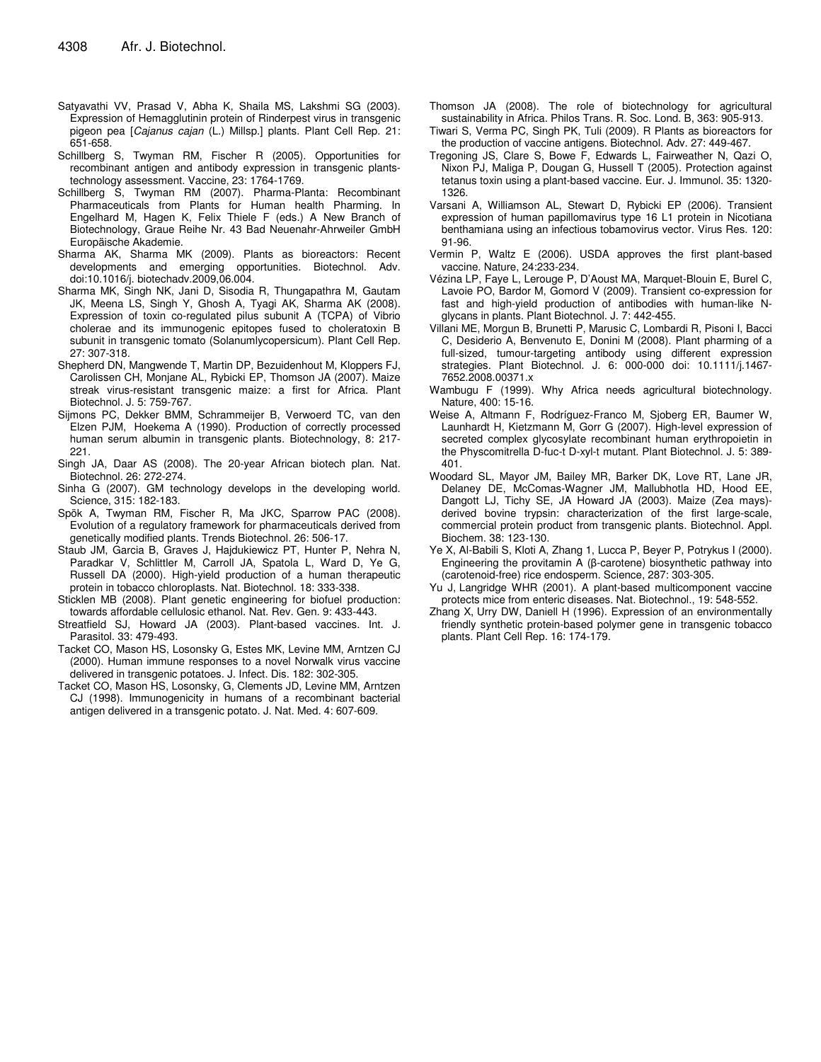Satyavathi VV, Prasad V, Abha K, Shaila MS, Lakshmi SG (2003). Expression of Hemagglutinin protein of Rinderpest virus in transgenic pigeon pea [*Cajanus cajan* (L.) Millsp.] plants. Plant Cell Rep. 21: 651-658.

Schillberg S, Twyman RM, Fischer R (2005). Opportunities for recombinant antigen and antibody expression in transgenic plants-technology assessment. Vaccine, 23: 1764-1769.

Schillberg S, Twyman RM (2007). Pharma-Planta: Recombinant Pharmaceuticals from Plants for Human health Pharming. In Engelhard M, Hagen K, Felix Thiele F (eds.) A New Branch of Biotechnology, Graue Reihe Nr. 43 Bad Neuenahr-Ahrweiler GmbH Europäische Akademie.

Sharma AK, Sharma MK (2009). Plants as bioreactors: Recent developments and emerging opportunities. Biotechnol. Adv. doi:10.1016/j. biotechadv.2009,06.004.

Sharma MK, Singh NK, Jani D, Sisodia R, Thungapathra M, Gautam JK, Meena LS, Singh Y, Ghosh A, Tyagi AK, Sharma AK (2008). Expression of toxin co-regulated pilus subunit A (TCPA) of Vibrio cholerae and its immunogenic epitopes fused to choleratoxin B subunit in transgenic tomato (Solanumlycopersicum). Plant Cell Rep. 27: 307-318.

Shepherd DN, Mangwende T, Martin DP, Bezuidenhout M, Kloppers FJ, Carolissen CH, Monjane AL, Rybicki EP, Thomson JA (2007). Maize streak virus-resistant transgenic maize: a first for Africa. Plant Biotechnol. J. 5: 759-767.

Sijmons PC, Dekker BMM, Schrammeijer B, Verwoerd TC, van den Elzen PJM, Hoekema A (1990). Production of correctly processed human serum albumin in transgenic plants. Biotechnology, 8: 217-221.

Singh JA, Daar AS (2008). The 20-year African biotech plan. Nat. Biotechnol. 26: 272-274.

Sinha G (2007). GM technology develops in the developing world. Science, 315: 182-183.

Spök A, Twyman RM, Fischer R, Ma JKC, Sparrow PAC (2008). Evolution of a regulatory framework for pharmaceuticals derived from genetically modified plants. Trends Biotechnol. 26: 506-17.

Staub JM, Garcia B, Graves J, Hajdukiewicz PT, Hunter P, Nehra N, Paradkar V, Schlittler M, Carroll JA, Spatola L, Ward D, Ye G, Russell DA (2000). High-yield production of a human therapeutic protein in tobacco chloroplasts. Nat. Biotechnol. 18: 333-338.

Sticklen MB (2008). Plant genetic engineering for biofuel production: towards affordable cellulosic ethanol. Nat. Rev. Gen. 9: 433-443.

Streatfield SJ, Howard JA (2003). Plant-based vaccines. Int. J. Parasitol. 33: 479-493.

Tacket CO, Mason HS, Losonsky G, Estes MK, Levine MM, Arntzen CJ (2000). Human immune responses to a novel Norwalk virus vaccine delivered in transgenic potatoes. J. Infect. Dis. 182: 302-305.

Tacket CO, Mason HS, Losonsky, G, Clements JD, Levine MM, Arntzen CJ (1998). Immunogenicity in humans of a recombinant bacterial antigen delivered in a transgenic potato. J. Nat. Med. 4: 607-609.

Thomson JA (2008). The role of biotechnology for agricultural sustainability in Africa. Philos Trans. R. Soc. Lond. B, 363: 905-913.

Tiwari S, Verma PC, Singh PK, Tuli (2009). R Plants as bioreactors for the production of vaccine antigens. Biotechnol. Adv. 27: 449-467.

Tregoning JS, Clare S, Bowe F, Edwards L, Fairweather N, Qazi O, Nixon PJ, Maliga P, Dougan G, Hussell T (2005). Protection against tetanus toxin using a plant-based vaccine. Eur. J. Immunol. 35: 1320-1326.

Varsani A, Williamson AL, Stewart D, Rybicki EP (2006). Transient expression of human papillomavirus type 16 L1 protein in Nicotiana benthamiana using an infectious tobamovirus vector. Virus Res. 120: 91-96.

Vermin P, Waltz E (2006). USDA approves the first plant-based vaccine. Nature, 24:233-234.

Vézina LP, Faye L, Lerouge P, D'Aoust MA, Marquet-Blouin E, Burel C, Lavoie PO, Bardor M, Gomord V (2009). Transient co-expression for fast and high-yield production of antibodies with human-like N-glycans in plants. Plant Biotechnol. J. 7: 442-455.

Villani ME, Morgun B, Brunetti P, Marusic C, Lombardi R, Pisoni I, Bacci C, Desiderio A, Benvenuto E, Donini M (2008). Plant pharming of a full-sized, tumour-targeting antibody using different expression strategies. Plant Biotechnol. J. 6: 000-000 doi: 10.1111/j.1467-7652.2008.00371.x

Wambugu F (1999). Why Africa needs agricultural biotechnology. Nature, 400: 15-16.

Weise A, Altmann F, Rodríguez-Franco M, Sjoberg ER, Baumer W, Launhardt H, Kietzmann M, Gorr G (2007). High-level expression of secreted complex glycosylate recombinant human erythropoietin in the Physcomitrella D-fuc-t D-xyl-t mutant. Plant Biotechnol. J. 5: 389-401.

Woodard SL, Mayor JM, Bailey MR, Barker DK, Love RT, Lane JR, Delaney DE, McComas-Wagner JM, Mallubhotla HD, Hood EE, Dangott LJ, Tichy SE, JA Howard JA (2003). Maize (Zea mays)-derived bovine trypsin: characterization of the first large-scale, commercial protein product from transgenic plants. Biotechnol. Appl. Biochem. 38: 123-130.

Ye X, Al-Babili S, Kloti A, Zhang 1, Lucca P, Beyer P, Potrykus I (2000). Engineering the provitamin A (β-carotene) biosynthetic pathway into (carotenoid-free) rice endosperm. Science, 287: 303-305.

Yu J, Langridge WHR (2001). A plant-based multicomponent vaccine protects mice from enteric diseases. Nat. Biotechnol., 19: 548-552.

Zhang X, Urry DW, Daniell H (1996). Expression of an environmentally friendly synthetic protein-based polymer gene in transgenic tobacco plants. Plant Cell Rep. 16: 174-179.